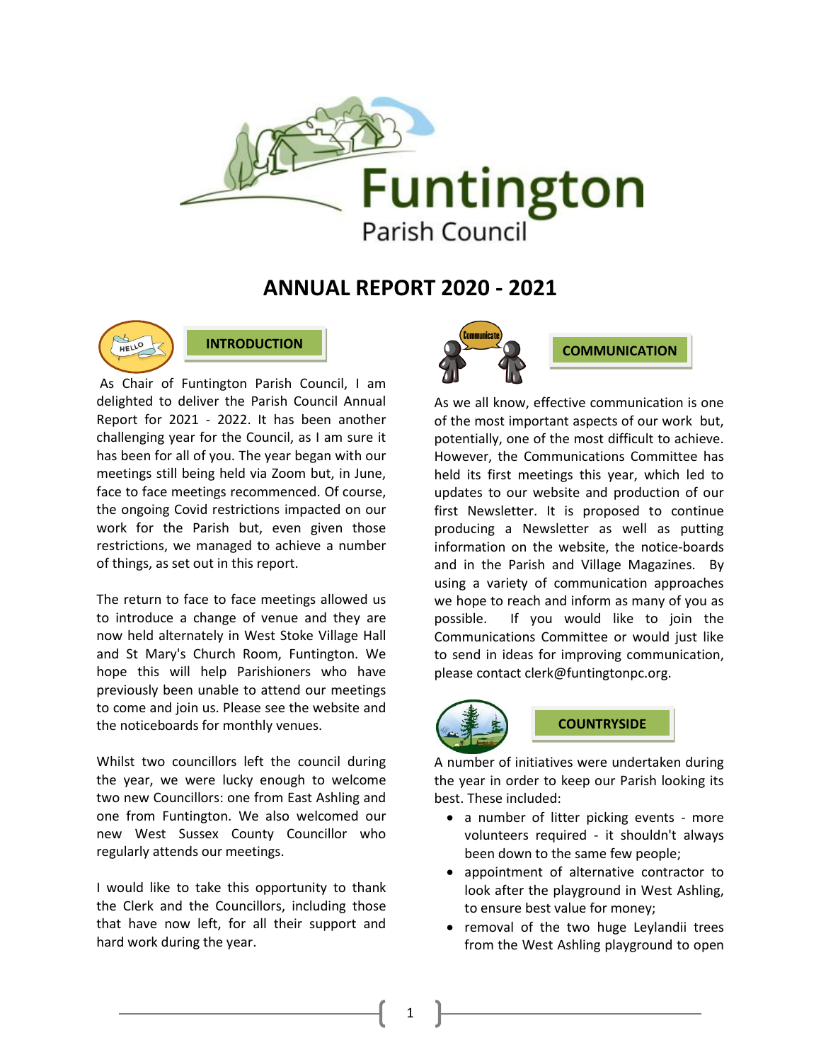Funtington

Parish Council

# ANNUAL REPORT 2020 - 2021

## INTRODUCTION

As Chair of Funtington Parish Council, I am delighted to deliver the Parish Council Annual Report for 2021 - 2022. It has been another challenging year for the Council, as I am sure it has been for all of you. The year began with our meetings still being held via Zoom but, in June, face to face meetings recommenced. Of course, the ongoing Covid restrictions impacted on our work for the Parish but, even given those restrictions, we managed to achieve a number of things, as set out in this report.

The return to face to face meetings allowed us to introduce a change of venue and they are now held alternately in West Stoke Village Hall and St Mary's Church Room, Funtington. We hope this will help Parishioners who have previously been unable to attend our meetings to come and join us. Please see the website and the noticeboards for monthly venues.

Whilst two councillors left the council during the year, we were lucky enough to welcome two new Councillors: one from East Ashling and one from Funtington. We also welcomed our new West Sussex County Councillor who regularly attends our meetings.

I would like to take this opportunity to thank the Clerk and the Councillors, including those that have now left, for all their support and hard work during the year.

## COMMUNICATION

As we all know, effective communication is one of the most important aspects of our work but, potentially, one of the most difficult to achieve. However, the Communications Committee has held its first meetings this year, which led to updates to our website and production of our first Newsletter. It is proposed to continue producing a Newsletter as well as putting information on the website, the notice-boards and in the Parish and Village Magazines. By using a variety of communication approaches we hope to reach and inform as many of you as possible. If you would like to join the Communications Committee or would just like to send in ideas for improving communication, please contact clerk@funtingtonpc.org.

## COUNTRYSIDE

A number of initiatives were undertaken during the year in order to keep our Parish looking its best. These included:

- a number of litter picking events - more volunteers required - it shouldn't always been down to the same few people;
- appointment of alternative contractor to look after the playground in West Ashling, to ensure best value for money;
- removal of the two huge Leylandii trees from the West Ashling playground to open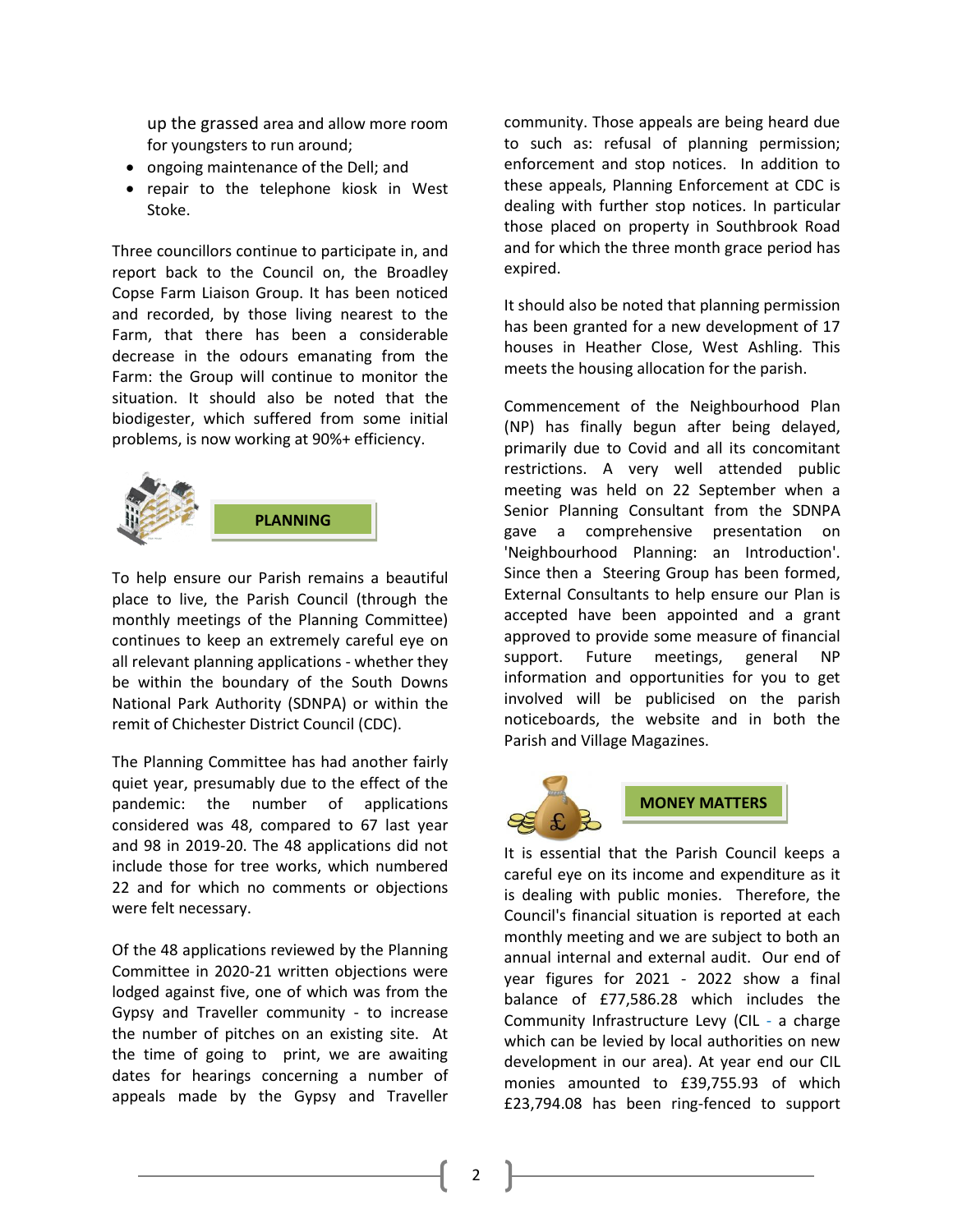up the grassed area and allow more room for youngsters to run around;

- ongoing maintenance of the Dell; and
- repair to the telephone kiosk in West Stoke.

Three councillors continue to participate in, and report back to the Council on, the Broadley Copse Farm Liaison Group. It has been noticed and recorded, by those living nearest to the Farm, that there has been a considerable decrease in the odours emanating from the Farm: the Group will continue to monitor the situation. It should also be noted that the biodigester, which suffered from some initial problems, is now working at 90%+ efficiency.

## PLANNING

To help ensure our Parish remains a beautiful place to live, the Parish Council (through the monthly meetings of the Planning Committee) continues to keep an extremely careful eye on all relevant planning applications - whether they be within the boundary of the South Downs National Park Authority (SDNPA) or within the remit of Chichester District Council (CDC).

The Planning Committee has had another fairly quiet year, presumably due to the effect of the pandemic: the number of applications considered was 48, compared to 67 last year and 98 in 2019-20. The 48 applications did not include those for tree works, which numbered 22 and for which no comments or objections were felt necessary.

Of the 48 applications reviewed by the Planning Committee in 2020-21 written objections were lodged against five, one of which was from the Gypsy and Traveller community - to increase the number of pitches on an existing site. At the time of going to print, we are awaiting dates for hearings concerning a number of appeals made by the Gypsy and Traveller community. Those appeals are being heard due to such as: refusal of planning permission; enforcement and stop notices. In addition to these appeals, Planning Enforcement at CDC is dealing with further stop notices. In particular those placed on property in Southbrook Road and for which the three month grace period has expired.

It should also be noted that planning permission has been granted for a new development of 17 houses in Heather Close, West Ashling. This meets the housing allocation for the parish.

Commencement of the Neighbourhood Plan (NP) has finally begun after being delayed, primarily due to Covid and all its concomitant restrictions. A very well attended public meeting was held on 22 September when a Senior Planning Consultant from the SDNPA gave a comprehensive presentation on 'Neighbourhood Planning: an Introduction'. Since then a Steering Group has been formed, External Consultants to help ensure our Plan is accepted have been appointed and a grant approved to provide some measure of financial support. Future meetings, general NP information and opportunities for you to get involved will be publicised on the parish noticeboards, the website and in both the Parish and Village Magazines.

## MONEY MATTERS

It is essential that the Parish Council keeps a careful eye on its income and expenditure as it is dealing with public monies. Therefore, the Council's financial situation is reported at each monthly meeting and we are subject to both an annual internal and external audit. Our end of year figures for 2021 - 2022 show a final balance of £77,586.28 which includes the Community Infrastructure Levy (CIL - a charge which can be levied by local authorities on new development in our area). At year end our CIL monies amounted to £39,755.93 of which £23,794.08 has been ring-fenced to support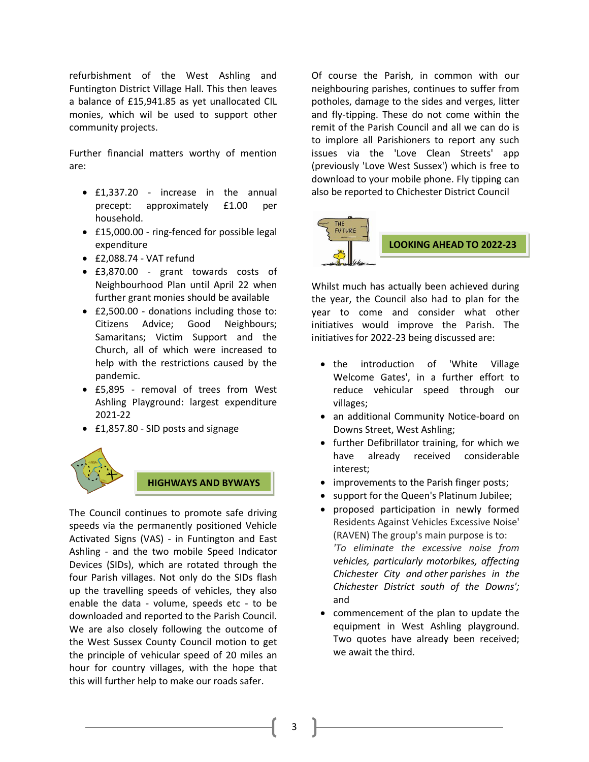refurbishment of the West Ashling and Funtington District Village Hall. This then leaves a balance of £15,941.85 as yet unallocated CIL monies, which wil be used to support other community projects.

Further financial matters worthy of mention are:

- £1,337.20 - increase in the annual precept: approximately £1.00 per household.
- £15,000.00 - ring-fenced for possible legal expenditure
- £2,088.74 - VAT refund
- £3,870.00 - grant towards costs of Neighbourhood Plan until April 22 when further grant monies should be available
- £2,500.00 - donations including those to: Citizens Advice; Good Neighbours; Samaritans; Victim Support and the Church, all of which were increased to help with the restrictions caused by the pandemic.
- £5,895 - removal of trees from West Ashling Playground: largest expenditure 2021-22
- £1,857.80 - SID posts and signage

## HIGHWAYS AND BYWAYS

The Council continues to promote safe driving speeds via the permanently positioned Vehicle Activated Signs (VAS) - in Funtington and East Ashling - and the two mobile Speed Indicator Devices (SIDs), which are rotated through the four Parish villages. Not only do the SIDs flash up the travelling speeds of vehicles, they also enable the data - volume, speeds etc - to be downloaded and reported to the Parish Council. We are also closely following the outcome of the West Sussex County Council motion to get the principle of vehicular speed of 20 miles an hour for country villages, with the hope that this will further help to make our roads safer.

Of course the Parish, in common with our neighbouring parishes, continues to suffer from potholes, damage to the sides and verges, litter and fly-tipping. These do not come within the remit of the Parish Council and all we can do is to implore all Parishioners to report any such issues via the 'Love Clean Streets' app (previously 'Love West Sussex') which is free to download to your mobile phone. Fly tipping can also be reported to Chichester District Council

## LOOKING AHEAD TO 2022-23

Whilst much has actually been achieved during the year, the Council also had to plan for the year to come and consider what other initiatives would improve the Parish. The initiatives for 2022-23 being discussed are:

- the introduction of 'White Village Welcome Gates', in a further effort to reduce vehicular speed through our villages;
- an additional Community Notice-board on Downs Street, West Ashling;
- further Defibrillator training, for which we have already received considerable interest;
- improvements to the Parish finger posts;
- support for the Queen's Platinum Jubilee;
- proposed participation in newly formed Residents Against Vehicles Excessive Noise' (RAVEN) The group's main purpose is to: *'To eliminate the excessive noise from vehicles, particularly motorbikes, affecting Chichester City and other parishes in the Chichester District south of the Downs';* and
- commencement of the plan to update the equipment in West Ashling playground. Two quotes have already been received; we await the third.